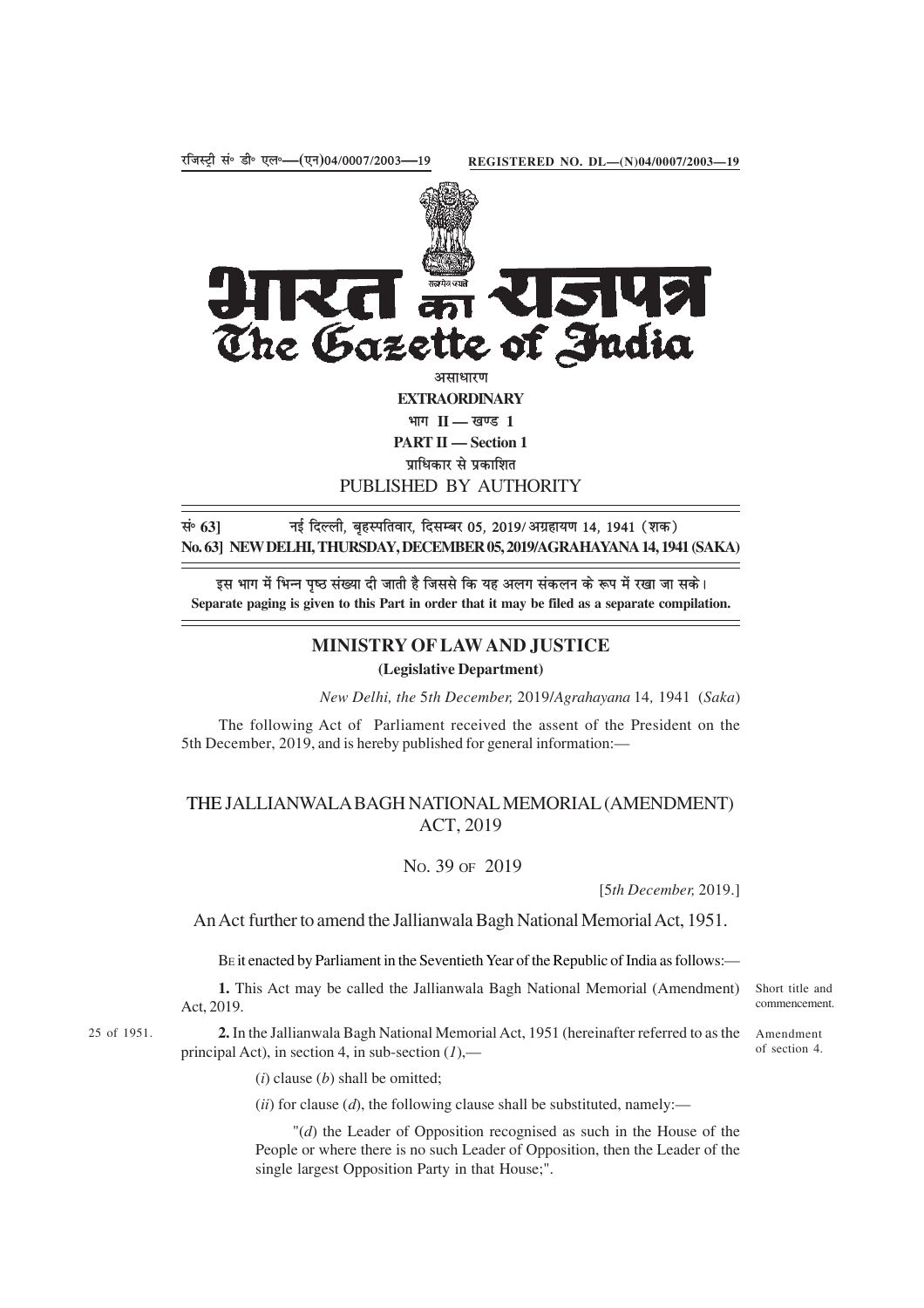रजिस्ट्री सं॰ डी॰ एल॰—(एन)04/0007/2003—19 **REGISTERED NO. DL—(N)04/0007/2003—19**

# भारत का राजपत्र
# The Gazette of India

असाधारण

**EXTRAORDINARY**

भाग II — खण्ड 1

**PART II — Section 1**

प्राधिकार से प्रकाशित

PUBLISHED BY AUTHORITY

सं॰ 63] नई दिल्ली, बृहस्पतिवार, दिसम्बर 05, 2019/ अग्रहायण 14, 1941 (शक)

**No. 63] NEW DELHI, THURSDAY, DECEMBER 05, 2019/AGRAHAYANA 14, 1941 (SAKA)**

इस भाग में भिन्न पृष्ठ संख्या दी जाती है जिससे कि यह अलग संकलन के रूप में रखा जा सके।

**Separate paging is given to this Part in order that it may be filed as a separate compilation.**

## MINISTRY OF LAW AND JUSTICE

**(Legislative Department)**

*New Delhi, the 5th December,* 2019/*Agrahayana* 14, 1941 (*Saka*)

The following Act of Parliament received the assent of the President on the 5th December, 2019, and is hereby published for general information:—

## THE JALLIANWALA BAGH NATIONAL MEMORIAL (AMENDMENT) ACT, 2019

No. 39 of 2019

[5*th December,* 2019.]

An Act further to amend the Jallianwala Bagh National Memorial Act, 1951.

Be it enacted by Parliament in the Seventieth Year of the Republic of India as follows:—

Short title and commencement.

**1.** This Act may be called the Jallianwala Bagh National Memorial (Amendment) Act, 2019.

25 of 1951.

Amendment of section 4.

**2.** In the Jallianwala Bagh National Memorial Act, 1951 (hereinafter referred to as the principal Act), in section 4, in sub-section (*1*),—

(*i*) clause (*b*) shall be omitted;

(*ii*) for clause (*d*), the following clause shall be substituted, namely:—

"(*d*) the Leader of Opposition recognised as such in the House of the People or where there is no such Leader of Opposition, then the Leader of the single largest Opposition Party in that House;".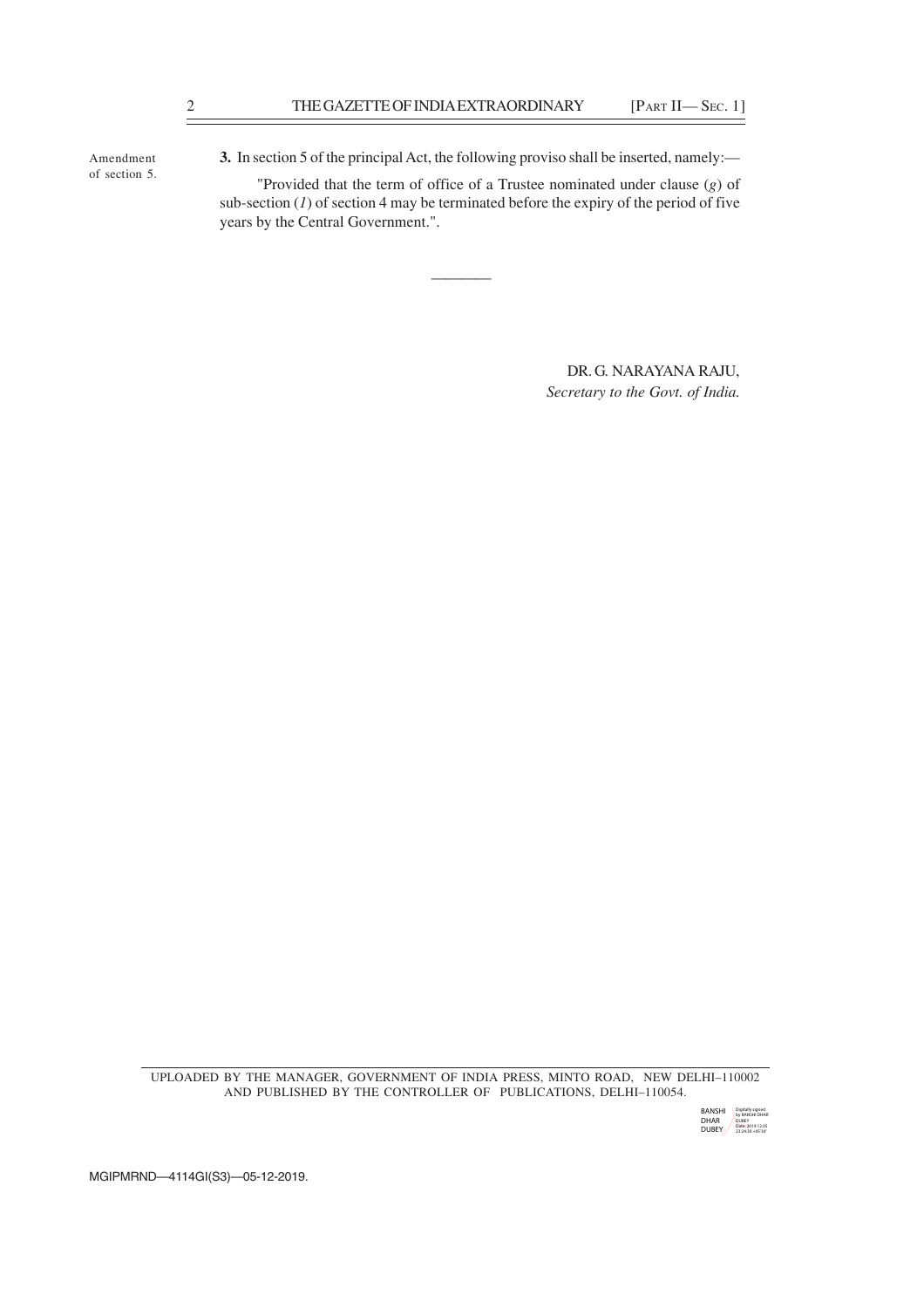Amendment of section 5.

**3.** In section 5 of the principal Act, the following proviso shall be inserted, namely:—

"Provided that the term of office of a Trustee nominated under clause (*g*) of sub-section (*1*) of section 4 may be terminated before the expiry of the period of five years by the Central Government.".

————

DR. G. NARAYANA RAJU,
*Secretary to the Govt. of India.*

UPLOADED BY THE MANAGER, GOVERNMENT OF INDIA PRESS, MINTO ROAD, NEW DELHI–110002
AND PUBLISHED BY THE CONTROLLER OF PUBLICATIONS, DELHI–110054.

BANSHI DHAR DUBEY Digitally signed by BANSHI DHAR DUBEY Date: 2019.12.05

MGIPMRND—4114GI(S3)—05-12-2019.